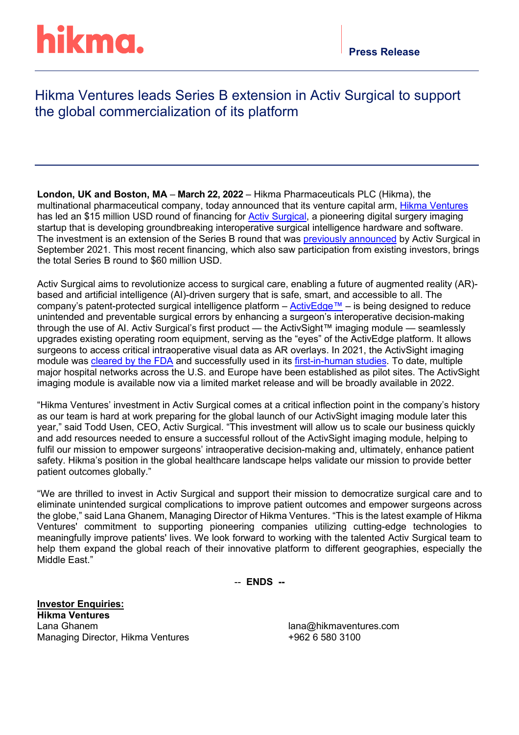hikma.

Press Release

# Hikma Ventures leads Series B extension in Activ Surgical to support the global commercialization of its platform

**London, UK and Boston, MA** – **March 22, 2022** – Hikma Pharmaceuticals PLC (Hikma), the multinational pharmaceutical company, today announced that its venture capital arm, Hikma Ventures has led an $15 million USD round of financing for Activ Surgical, a pioneering digital surgery imaging startup that is developing groundbreaking interoperative surgical intelligence hardware and software. The investment is an extension of the Series B round that was previously announced by Activ Surgical in September 2021. This most recent financing, which also saw participation from existing investors, brings the total Series B round to $60 million USD.

Activ Surgical aims to revolutionize access to surgical care, enabling a future of augmented reality (AR)-based and artificial intelligence (AI)-driven surgery that is safe, smart, and accessible to all. The company's patent-protected surgical intelligence platform – ActivEdge™ – is being designed to reduce unintended and preventable surgical errors by enhancing a surgeon's interoperative decision-making through the use of AI. Activ Surgical's first product — the ActivSight™ imaging module — seamlessly upgrades existing operating room equipment, serving as the "eyes" of the ActivEdge platform. It allows surgeons to access critical intraoperative visual data as AR overlays. In 2021, the ActivSight imaging module was cleared by the FDA and successfully used in its first-in-human studies. To date, multiple major hospital networks across the U.S. and Europe have been established as pilot sites. The ActivSight imaging module is available now via a limited market release and will be broadly available in 2022.

"Hikma Ventures' investment in Activ Surgical comes at a critical inflection point in the company's history as our team is hard at work preparing for the global launch of our ActivSight imaging module later this year," said Todd Usen, CEO, Activ Surgical. "This investment will allow us to scale our business quickly and add resources needed to ensure a successful rollout of the ActivSight imaging module, helping to fulfil our mission to empower surgeons' intraoperative decision-making and, ultimately, enhance patient safety. Hikma's position in the global healthcare landscape helps validate our mission to provide better patient outcomes globally."

"We are thrilled to invest in Activ Surgical and support their mission to democratize surgical care and to eliminate unintended surgical complications to improve patient outcomes and empower surgeons across the globe," said Lana Ghanem, Managing Director of Hikma Ventures. "This is the latest example of Hikma Ventures' commitment to supporting pioneering companies utilizing cutting-edge technologies to meaningfully improve patients' lives. We look forward to working with the talented Activ Surgical team to help them expand the global reach of their innovative platform to different geographies, especially the Middle East."

-- **ENDS --**

**Investor Enquiries:**
**Hikma Ventures**
Lana Ghanem — lana@hikmaventures.com
Managing Director, Hikma Ventures — +962 6 580 3100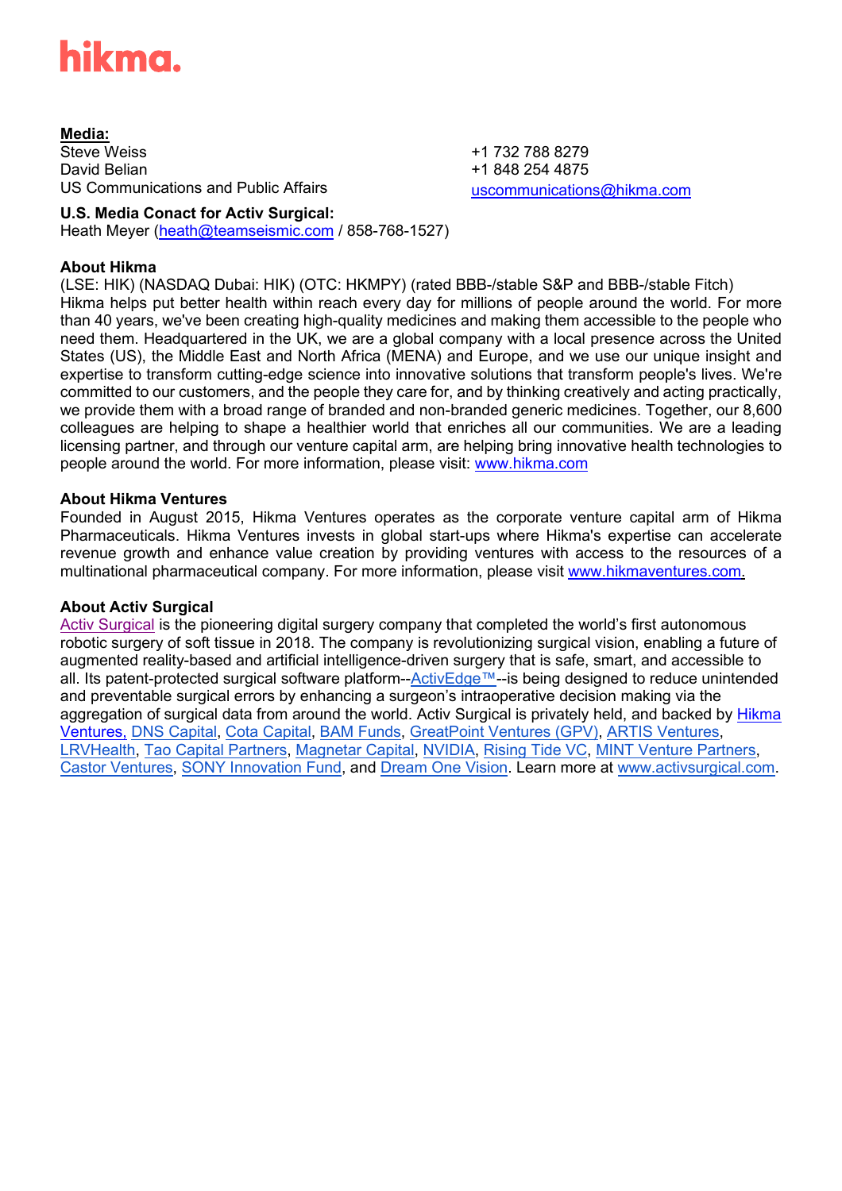hikma.

**Media:**

Steve Weiss +1 732 788 8279
David Belian +1 848 254 4875
US Communications and Public Affairs uscommunications@hikma.com

**U.S. Media Conact for Activ Surgical:**
Heath Meyer (heath@teamseismic.com / 858-768-1527)

**About Hikma**

(LSE: HIK) (NASDAQ Dubai: HIK) (OTC: HKMPY) (rated BBB-/stable S&P and BBB-/stable Fitch)
Hikma helps put better health within reach every day for millions of people around the world. For more than 40 years, we've been creating high-quality medicines and making them accessible to the people who need them. Headquartered in the UK, we are a global company with a local presence across the United States (US), the Middle East and North Africa (MENA) and Europe, and we use our unique insight and expertise to transform cutting-edge science into innovative solutions that transform people's lives. We're committed to our customers, and the people they care for, and by thinking creatively and acting practically, we provide them with a broad range of branded and non-branded generic medicines. Together, our 8,600 colleagues are helping to shape a healthier world that enriches all our communities. We are a leading licensing partner, and through our venture capital arm, are helping bring innovative health technologies to people around the world. For more information, please visit: www.hikma.com

**About Hikma Ventures**

Founded in August 2015, Hikma Ventures operates as the corporate venture capital arm of Hikma Pharmaceuticals. Hikma Ventures invests in global start-ups where Hikma's expertise can accelerate revenue growth and enhance value creation by providing ventures with access to the resources of a multinational pharmaceutical company. For more information, please visit www.hikmaventures.com.

**About Activ Surgical**

Activ Surgical is the pioneering digital surgery company that completed the world's first autonomous robotic surgery of soft tissue in 2018. The company is revolutionizing surgical vision, enabling a future of augmented reality-based and artificial intelligence-driven surgery that is safe, smart, and accessible to all. Its patent-protected surgical software platform--ActivEdge™--is being designed to reduce unintended and preventable surgical errors by enhancing a surgeon's intraoperative decision making via the aggregation of surgical data from around the world. Activ Surgical is privately held, and backed by Hikma Ventures, DNS Capital, Cota Capital, BAM Funds, GreatPoint Ventures (GPV), ARTIS Ventures, LRVHealth, Tao Capital Partners, Magnetar Capital, NVIDIA, Rising Tide VC, MINT Venture Partners, Castor Ventures, SONY Innovation Fund, and Dream One Vision. Learn more at www.activsurgical.com.